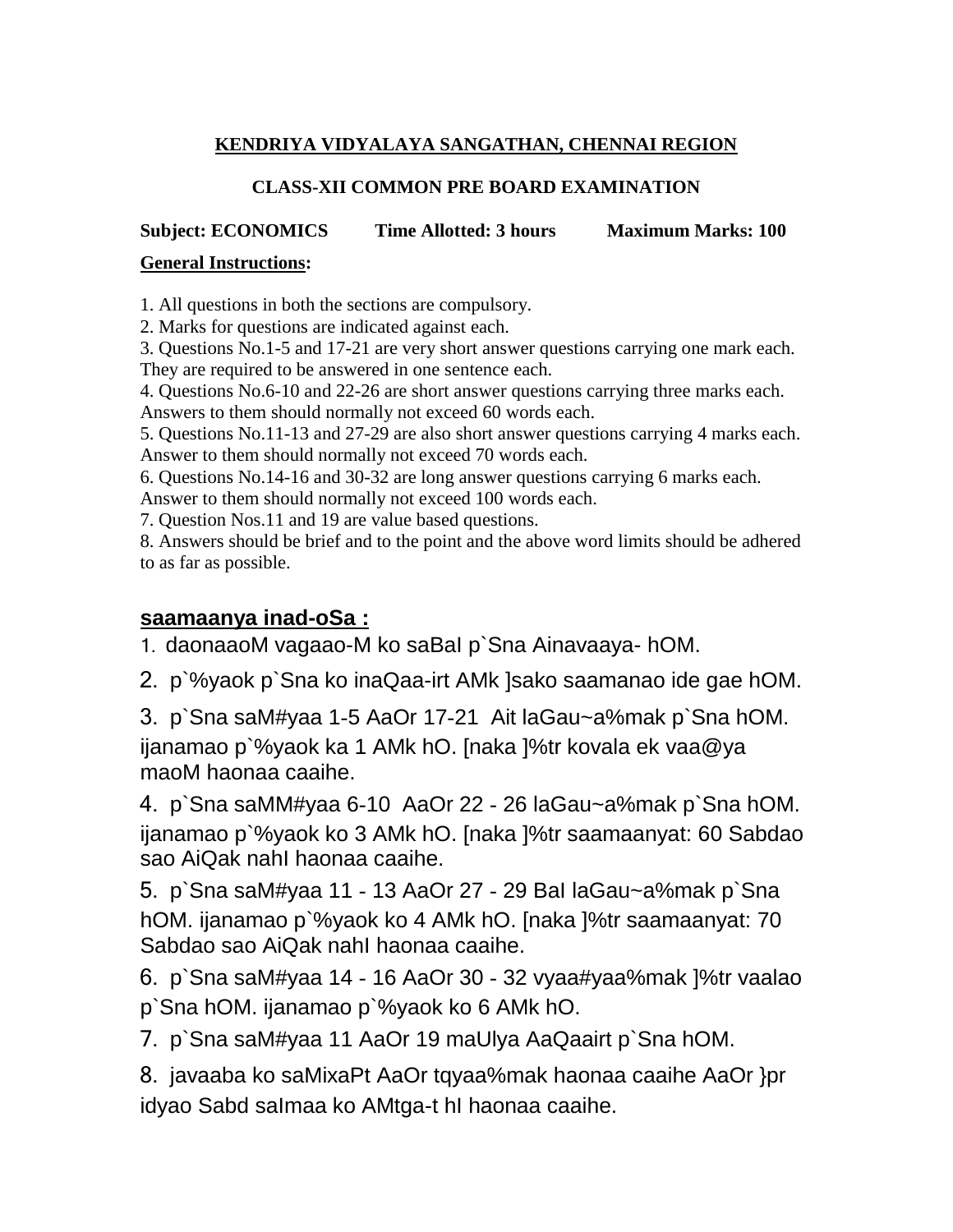**KENDRIYA VIDYALAYA SANGATHAN, CHENNAI REGION**

**CLASS-XII COMMON PRE BOARD EXAMINATION**

**Subject: ECONOMICS     Time Allotted: 3 hours     Maximum Marks: 100**

**General Instructions:**

1. All questions in both the sections are compulsory.
2. Marks for questions are indicated against each.
3. Questions No.1-5 and 17-21 are very short answer questions carrying one mark each. They are required to be answered in one sentence each.
4. Questions No.6-10 and 22-26 are short answer questions carrying three marks each. Answers to them should normally not exceed 60 words each.
5. Questions No.11-13 and 27-29 are also short answer questions carrying 4 marks each. Answer to them should normally not exceed 70 words each.
6. Questions No.14-16 and 30-32 are long answer questions carrying 6 marks each. Answer to them should normally not exceed 100 words each.
7. Question Nos.11 and 19 are value based questions.
8. Answers should be brief and to the point and the above word limits should be adhered to as far as possible.

**saamaanya inad-oSa :**

1. daonaaoM vagaao-M ko saBaI p`Sna Ainavaaya- hOM.
2. p`%yaok p`Sna ko inaQaa-irt AMk ]sako saamanao ide gae hOM.
3. p`Sna saM#yaa 1-5 AaOr 17-21 Ait laGau~a%mak p`Sna hOM. ijanamao p`%yaok ka 1 AMk hO. [naka ]%tr kovala ek vaa@ya maoM haonaa caaihe.
4. p`Sna saMM#yaa 6-10 AaOr 22 - 26 laGau~a%mak p`Sna hOM. ijanamao p`%yaok ko 3 AMk hO. [naka ]%tr saamaanyat: 60 Sabdao sao AiQak nahI haonaa caaihe.
5. p`Sna saM#yaa 11 - 13 AaOr 27 - 29 BaI laGau~a%mak p`Sna hOM. ijanamao p`%yaok ko 4 AMk hO. [naka ]%tr saamaanyat: 70 Sabdao sao AiQak nahI haonaa caaihe.
6. p`Sna saM#yaa 14 - 16 AaOr 30 - 32 vyaa#yaa%mak ]%tr vaalao p`Sna hOM. ijanamao p`%yaok ko 6 AMk hO.
7. p`Sna saM#yaa 11 AaOr 19 maUlya AaQaairt p`Sna hOM.
8. javaaba ko saMixaPt AaOr tqyaa%mak haonaa caaihe AaOr }pr idyao Sabd saImaa ko AMtga-t hI haonaa caaihe.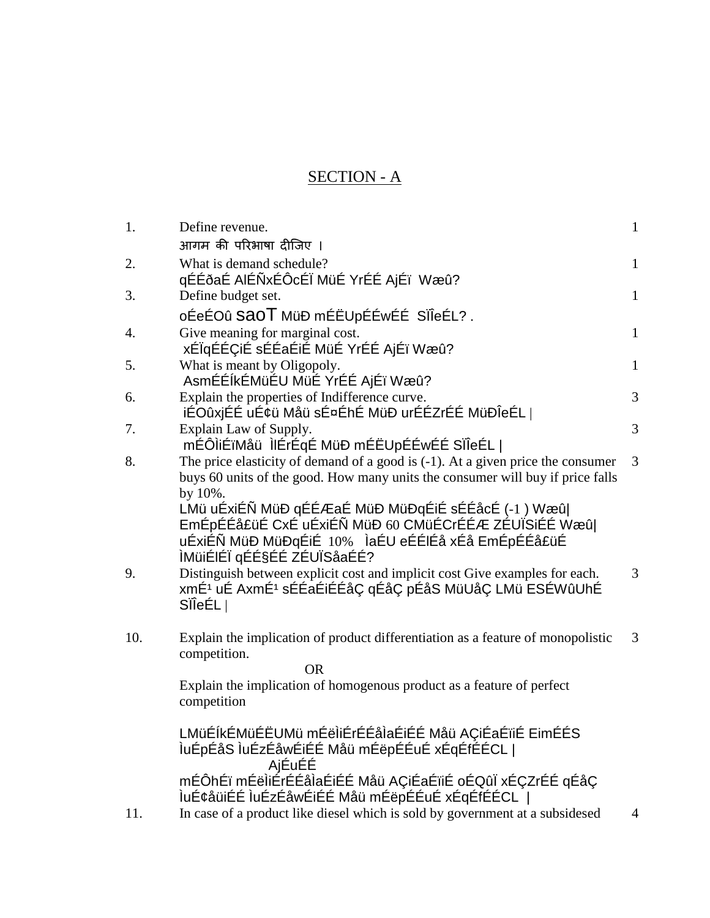## SECTION - A

1. Define revenue. **1**
   आगम की परिभाषा दीजिए ।

2. What is demand schedule? **1**
   qÉÉðaÉ AlÉÑxÉÔcÉÏ MüÉ YrÉÉ AjÉï Wæû?

3. Define budget set. **1**
   oÉeÉOû saoT MüÐ mÉËUpÉÉwÉÉ SÏÎeÉL? .

4. Give meaning for marginal cost. **1**
   xÉÏqÉÉÇiÉ sÉÉaÉiÉ MüÉ YrÉÉ AjÉï Wæû?

5. What is meant by Oligopoly. **1**
   AsmÉÉÍkÉMüÉU MüÉ YrÉÉ AjÉï Wæû?

6. Explain the properties of Indifference curve. **3**
   iÉOûxjÉÉ uÉ¢ü Måü sÉ¤ÉhÉ MüÐ urÉÉZrÉÉ MüÐÎeÉL |

7. Explain Law of Supply. **3**
   mÉÔÌiÉïMåü ÌlÉrÉqÉ MüÐ mÉËUpÉÉwÉÉ SÏÎeÉL |

8. The price elasticity of demand of a good is (-1). At a given price the consumer buys 60 units of the good. How many units the consumer will buy if price falls by 10%. **3**
   LMü uÉxiÉÑ MüÐ qÉÉÆaÉ MüÐ MüÐqÉiÉ sÉÉåcÉ (-1 ) Wæû| EmÉpÉÉå£üÉ CxÉ uÉxiÉÑ MüÐ 60 CMüÉCrÉÉÆ ZÉUÏSiÉÉ Wæû| uÉxiÉÑ MüÐ MüÐqÉiÉ 10% ÌaÉU eÉÉlÉå xÉå EmÉpÉÉå£üÉ ÌMüiÉlÉÏ qÉÉ§ÉÉ ZÉUÏSåaÉÉ?

9. Distinguish between explicit cost and implicit cost Give examples for each. **3**
   xmÉ¹ uÉ AxmÉ¹ sÉÉaÉiÉÉåÇ qÉåÇ pÉåS MüUåÇ LMü ESÉWûUhÉ SÏÎeÉL |

10. Explain the implication of product differentiation as a feature of monopolistic competition. **3**

    OR

    Explain the implication of homogenous product as a feature of perfect competition

    LMüÉÍkÉMüÉËUMü mÉëÌiÉrÉÉåÌaÉiÉÉ Måü AÇiÉaÉïiÉ EimÉÉS ÌuÉpÉåS ÌuÉzÉåwÉiÉÉ Måü mÉëpÉÉuÉ xÉqÉfÉÉCL |

    AjÉuÉÉ

    mÉÔhÉï mÉëÌiÉrÉÉåÌaÉiÉÉ Måü AÇiÉaÉïiÉ oÉQûÏ xÉÇZrÉÉ qÉåÇ ÌuÉ¢åüiÉÉ ÌuÉzÉåwÉiÉÉ Måü mÉëpÉÉuÉ xÉqÉfÉÉCL |

11. In case of a product like diesel which is sold by government at a subsidesed **4**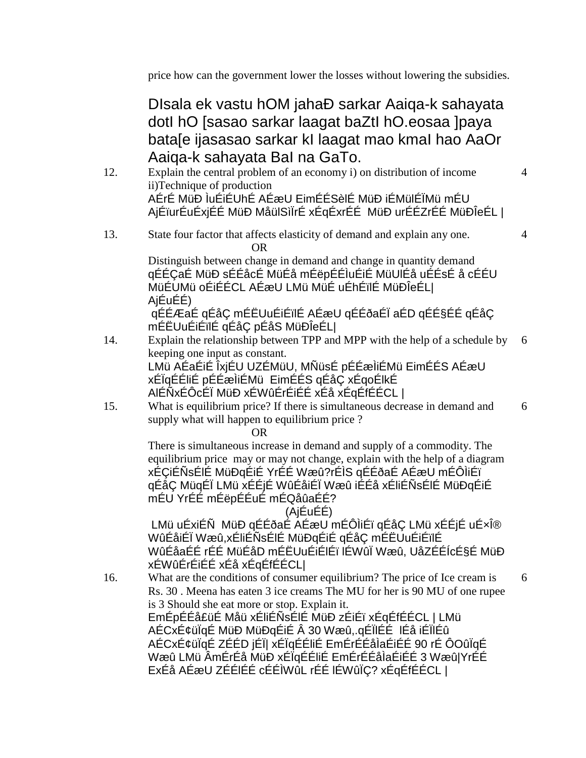price how can the government lower the losses without lowering the subsidies.

DIsala ek vastu hOM jahaÐ sarkar Aaiqa-k sahayata dotI hO [sasao sarkar laagat baZtI hO.eosaa ]paya bata[e ijasasao sarkar kI laagat mao kmaI hao AaOr Aaiqa-k sahayata BaI na GaTo.

12. Explain the central problem of an economy i) on distribution of income ii)Technique of production — 4

AÉrÉ MüÐ ÌuÉiÉUhÉ AÉæU EimÉÉSèlÉ MüÐ iÉMülÉÏMü mÉU AjÉïurÉuÉxjÉÉ MüÐ MåüÌSìÏrÉ xÉqÉxrÉÉ MüÐ urÉÉZrÉÉ MüÐÎeÉL |

13. State four factor that affects elasticity of demand and explain any one. — 4

OR

Distinguish between change in demand and change in quantity demand

qÉÉÇaÉ MüÐ sÉÉåcÉ MüÉå mÉëpÉÉÌuÉiÉ MüUlÉå uÉÉsÉ å cÉÉU MüÉUMü oÉiÉÉCL AÉæU LMü MüÉ uÉhÉïlÉ MüÐÎeÉL|

AjÉuÉÉ)

qÉÉÆaÉ qÉåÇ mÉËUuÉiÉïlÉ AÉæU qÉÉðaÉÏ aÉD qÉÉ§ÉÉ qÉåÇ mÉËUuÉiÉïlÉ qÉåÇ pÉåS MüÐÎeÉL|

14. Explain the relationship between TPP and MPP with the help of a schedule by keeping one input as constant. — 6

LMü AÉaÉiÉ ÎxjÉU UZÉMüU, MÑüsÉ pÉÉæÌiÉMü EimÉÉS AÉæU xÉÏqÉÉliÉ pÉÉæÌiÉMü EimÉÉS qÉåÇ xÉqoÉlkÉ AlÉÑxÉÔcÉÏ MüÐ xÉWûÉrÉiÉÉ xÉå xÉqÉfÉÉCL |

15. What is equilibrium price? If there is simultaneous decrease in demand and supply what will happen to equilibrium price ? — 6

OR

There is simultaneous increase in demand and supply of a commodity. The equilibrium price may or may not change, explain with the help of a diagram

xÉÇiÉÑsÉlÉ MüÐqÉiÉ YrÉÉ Wæû?rÉÌS qÉÉðaÉ AÉæU mÉÔÌiÉï qÉåÇ MüqÉÏ LMü xÉÉjÉ WûÉåiÉÏ Wæû iÉÉå xÉliÉÑsÉlÉ MüÐqÉiÉ mÉU YrÉÉ mÉëpÉÉuÉ mÉQåûaÉÉ?

(AjÉuÉÉ)

LMü uÉxiÉÑ MüÐ qÉÉðaÉ AÉæU mÉÔÌiÉï qÉåÇ LMü xÉÉjÉ uÉ×Î® WûÉåiÉÏ Wæû,xÉliÉÑsÉlÉ MüÐqÉiÉ qÉåÇ mÉËUuÉiÉïlÉ WûÉåaÉÉ rÉÉ MüÉåD mÉËUuÉiÉïlÉ lÉWûÏ Wæû, UåZÉÉÍcÉ§É MüÐ xÉWûÉrÉiÉÉ xÉå xÉqÉfÉÉCL|

16. What are the conditions of consumer equilibrium? The price of Ice cream is Rs. 30 . Meena has eaten 3 ice creams The MU for her is 90 MU of one rupee is 3 Should she eat more or stop. Explain it. — 6

EmÉpÉÉå£üÉ Måü xÉliÉÑsÉlÉ MüÐ zÉiÉåï xÉqÉfÉÉCL | LMü AÉCxÉ¢üÏqÉ MüÐ MüÐqÉiÉ Â 30 Wæû,.qÉÏlÉÉ lÉå iÉÏlÉû AÉCxÉ¢üÏqÉ ZÉÉD jÉÏ| xÉÏqÉÉliÉ EmÉrÉÉåÌaÉiÉÉ 90 rÉ ÔOûÏqÉ Wæû LMü ÂmÉrÉå MüÐ xÉÏqÉÉliÉ EmÉrÉÉåÌaÉiÉÉ 3 Wæû|YrÉÉ ExÉå AÉæU ZÉÉlÉÉ cÉÉÌWûL rÉÉ lÉWûÏÇ? xÉqÉfÉÉCL |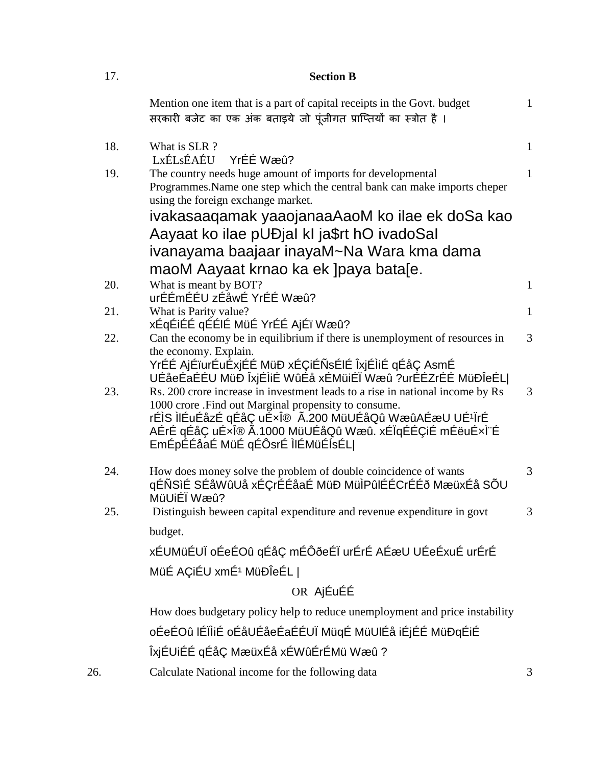17. **Section B**

Mention one item that is a part of capital receipts in the Govt. budget — 1

सरकारी बजेट का एक अंक बताइये जो पूंजीगत प्राप्तियों का स्त्रोत है ।

18. What is SLR ? — 1

LxÉLsÉAÉU YrÉÉ Wæû?

19. The country needs huge amount of imports for developmental Programmes.Name one step which the central bank can make imports cheper using the foreign exchange market. — 1

ivakasaaqamak yaaojanaaAaoM ko ilae ek doSa kao Aayaat ko ilae pUÐjaI kI ja$rt hO ivadoSaI ivanayama baajaar inayaM~Na Wara kma dama maoM Aayaat krnao ka ek ]paya bata[e.

20. What is meant by BOT? — 1

urÉÉmÉÉU zÉåwÉ YrÉÉ Wæû?

21. What is Parity value? — 1

xÉqÉiÉÉ qÉÉlÉ MüÉ YrÉÉ AjÉï Wæû?

22. Can the economy be in equilibrium if there is unemployment of resources in the economy. Explain. — 3

YrÉÉ AjÉïurÉuÉxjÉÉ MüÐ xÉÇiÉÑsÉlÉ ÎxjÉÌiÉ qÉåÇ AsmÉ UÉåeÉaÉÉU MüÐ ÎxjÉÌiÉ WûÉå xÉMüiÉÏ Wæû ?urÉÉZrÉÉ MüÐÎeÉL|

23. Rs. 200 crore increase in investment leads to a rise in national income by Rs 1000 crore .Find out Marginal propensity to consume. — 3

rÉÌS ÌlÉuÉåzÉ qÉåÇ uÉ×Î® Ã.200 MüUÉåQû WæûAÉæU UÉ¹ÏrÉ AÉrÉ qÉåÇ uÉ×Î® Ã.1000 MüUÉåQû Wæû. xÉÏqÉÉÇiÉ mÉëuÉ×Ì¨É EmÉpÉÉåaÉ MüÉ qÉÔsrÉ ÌlÉMüÉÍsÉL|

24. How does money solve the problem of double coincidence of wants — 3

qÉÑSìÉ SÉåWûUå xÉÇrÉÉåaÉ MüÐ MüÌPûlÉÉCrÉÉð MæüxÉå SÕU MüUiÉÏ Wæû?

25. Distinguish beween capital expenditure and revenue expenditure in govt budget. — 3

xÉUMüÉUÏ oÉeÉOû qÉåÇ mÉÔðeÉÏ urÉrÉ AÉæU UÉeÉxuÉ urÉrÉ MüÉ AÇiÉU xmÉ¹ MüÐÎeÉL |

OR AjÉuÉÉ

How does budgetary policy help to reduce unemployment and price instability

oÉeÉOû lÉÏÌiÉ oÉåUÉåeÉaÉÉUÏ MüqÉ MüUlÉå iÉjÉÉ MüÐqÉiÉ ÎxjÉUiÉÉ qÉåÇ MæüxÉå xÉWûÉrÉMü Wæû ?

26. Calculate National income for the following data — 3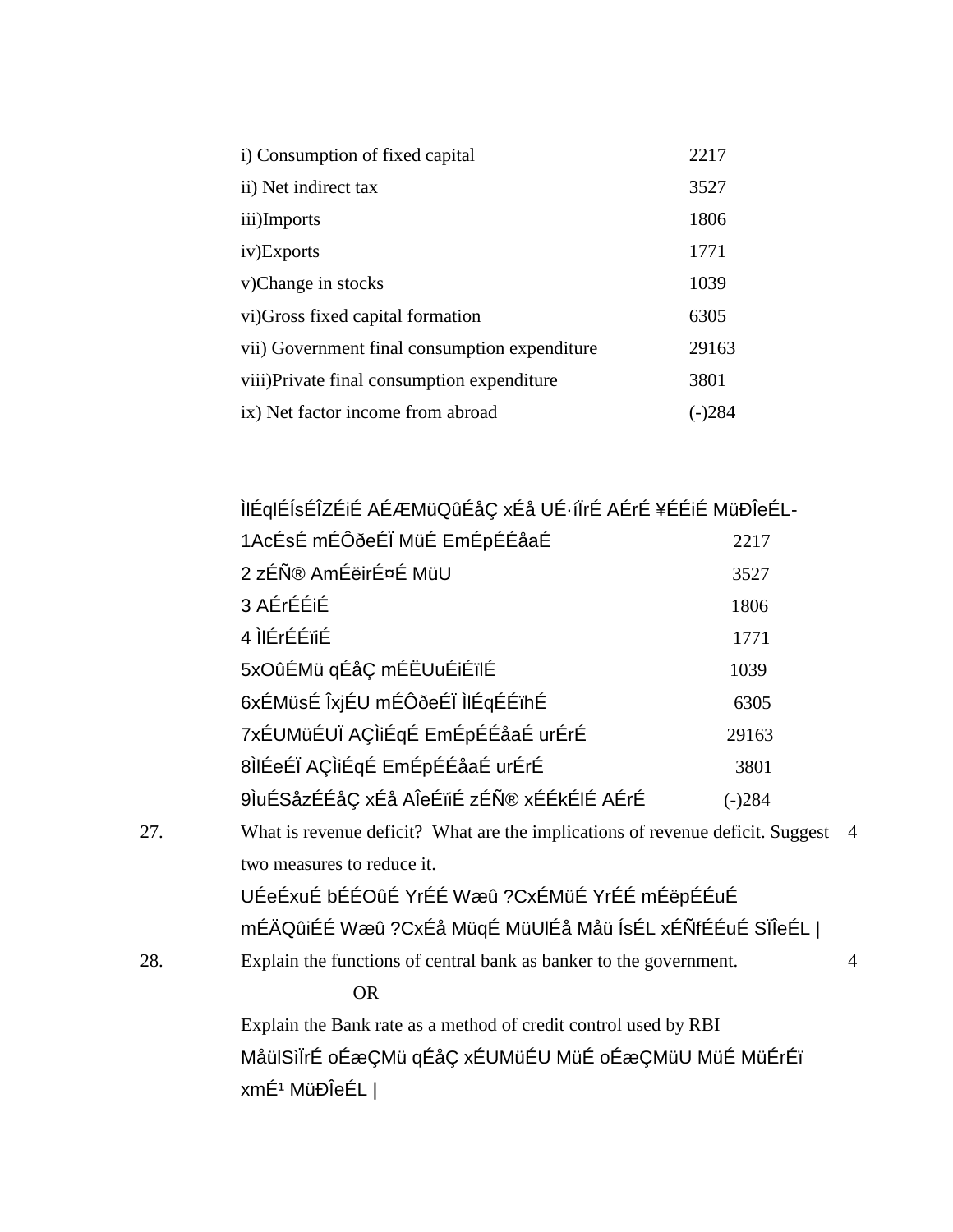| | |
|---|---|
| i) Consumption of fixed capital | 2217 |
| ii) Net indirect tax | 3527 |
| iii)Imports | 1806 |
| iv)Exports | 1771 |
| v)Change in stocks | 1039 |
| vi)Gross fixed capital formation | 6305 |
| vii) Government final consumption expenditure | 29163 |
| viii)Private final consumption expenditure | 3801 |
| ix) Net factor income from abroad | (-)284 |

ÌlÉqlÉÍsÉÎZÉiÉ AÉÆMüQûÉåÇ xÉå UÉ·íÏrÉ AÉrÉ ¥ÉÉiÉ MüÐÎeÉL-

| | |
|---|---|
| 1AcÉsÉ mÉÔðeÉÏ MüÉ EmÉpÉÉåaÉ | 2217 |
| 2 zÉÑ® AmÉëirÉ¤É MüU | 3527 |
| 3 AÉrÉÉiÉ | 1806 |
| 4 ÌlÉrÉÉïiÉ | 1771 |
| 5xOûÉMü qÉåÇ mÉËUuÉiÉïlÉ | 1039 |
| 6xÉMüsÉ ÎxjÉU mÉÔðeÉÏ ÌlÉqÉÉïhÉ | 6305 |
| 7xÉUMüÉUÏ AÇÌiÉqÉ EmÉpÉÉåaÉ urÉrÉ | 29163 |
| 8ÌlÉeÉÏ AÇÌiÉqÉ EmÉpÉÉåaÉ urÉrÉ | 3801 |
| 9ÌuÉSåzÉÉåÇ xÉå AÎeÉïiÉ zÉÑ® xÉÉkÉlÉ AÉrÉ | (-)284 |

27. What is revenue deficit? What are the implications of revenue deficit. Suggest two measures to reduce it. 4

UÉeÉxuÉ bÉÉOûÉ YrÉÉ Wæû ?CxÉMüÉ YrÉÉ mÉëpÉÉuÉ mÉÄQûiÉÉ Wæû ?CxÉå MüqÉ MüUlÉå Måü ÍsÉL xÉÑfÉÉuÉ SÏÎeÉL |

28. Explain the functions of central bank as banker to the government. 4

OR

Explain the Bank rate as a method of credit control used by RBI

MåülSìÏrÉ oÉæÇMü qÉåÇ xÉUMüÉU MüÉ oÉæÇMüU MüÉ MüÉrÉï xmÉ¹ MüÐÎeÉL |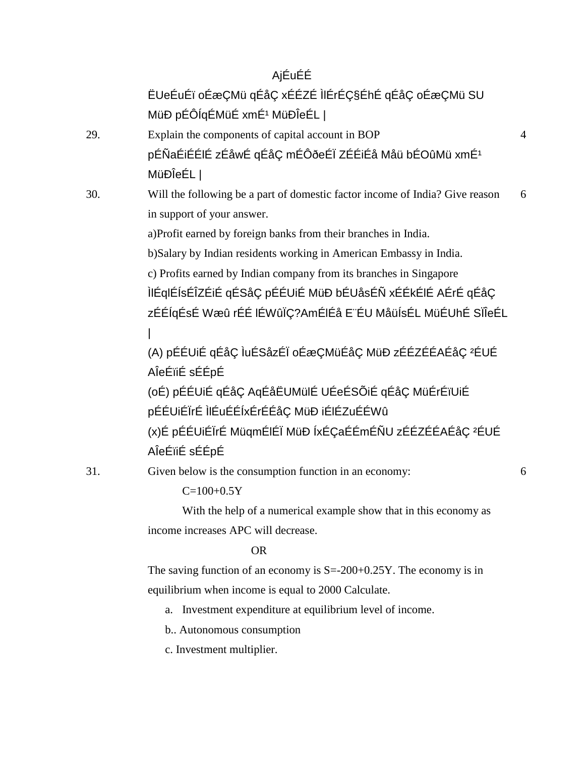AjÉuÉÉ

ËUeÉuÉï oÉæÇMü qÉåÇ xÉÉZÉ ÌlÉrÉÇ§ÉhÉ qÉåÇ oÉæÇMü SU MüÐ pÉÔÍqÉMüÉ xmÉ¹ MüÐÎeÉL |

29. Explain the components of capital account in BOP — 4

pÉÑaÉiÉÉlÉ zÉåwÉ qÉåÇ mÉÔðeÉÏ ZÉÉiÉå Måü bÉOûMü xmÉ¹ MüÐÎeÉL |

30. Will the following be a part of domestic factor income of India? Give reason in support of your answer. — 6

a)Profit earned by foreign banks from their branches in India.

b)Salary by Indian residents working in American Embassy in India.

c) Profits earned by Indian company from its branches in Singapore

ÌlÉqlÉÍsÉÎZÉiÉ qÉSåÇ pÉÉUiÉ MüÐ bÉUåsÉÑ xÉÉkÉlÉ AÉrÉ qÉåÇ zÉÉÍqÉsÉ Wæû rÉÉ lÉWûÏÇ?AmÉlÉå E¨ÉU MåüÍsÉL MüÉUhÉ SÏÎeÉL |

(A) pÉÉUiÉ qÉåÇ ÌuÉSåzÉÏ oÉæÇMüÉåÇ MüÐ zÉÉZÉÉAÉåÇ ²ÉUÉ AÎeÉïiÉ sÉÉpÉ

(oÉ) pÉÉUiÉ qÉåÇ AqÉåËUMülÉ UÉeÉSÕiÉ qÉåÇ MüÉrÉïUiÉ pÉÉUiÉÏrÉ ÌlÉuÉÉÍxÉrÉÉåÇ MüÐ iÉlÉZuÉÉWû

(x)É pÉÉUiÉÏrÉ MüqmÉlÉÏ MüÐ ÍxÉÇaÉÉmÉÑU zÉÉZÉÉAÉåÇ ²ÉUÉ AÎeÉïiÉ sÉÉpÉ

31. Given below is the consumption function in an economy: — 6

$$C=100+0.5Y$$

With the help of a numerical example show that in this economy as income increases APC will decrease.

OR

The saving function of an economy is $S=-200+0.25Y$. The economy is in equilibrium when income is equal to 2000 Calculate.

a. Investment expenditure at equilibrium level of income.

b.. Autonomous consumption

c. Investment multiplier.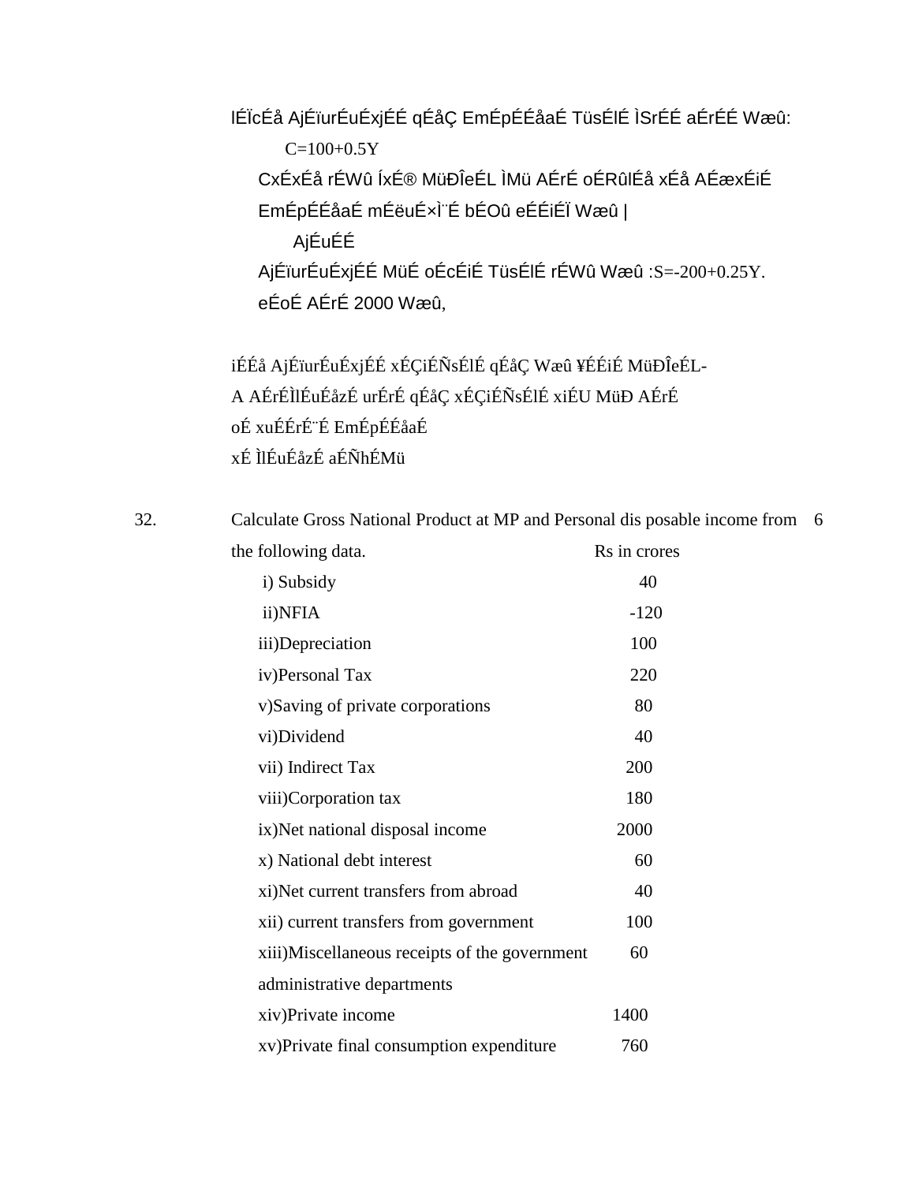lÉÏcÉå AjÉïurÉuÉxjÉÉ qÉåÇ EmÉpÉÉåaÉ TüsÉlÉ ÌSrÉÉ aÉrÉÉ Wæû:

C=100+0.5Y

CxÉxÉå rÉWû ÍxÉ® MüÐÎeÉL ÌMü AÉrÉ oÉRûlÉå xÉå AÉæxÉiÉ EmÉpÉÉåaÉ mÉëuÉ×Ì¨É bÉOû eÉÉiÉÏ Wæû |

AjÉuÉÉ

AjÉïurÉuÉxjÉÉ MüÉ oÉcÉiÉ TüsÉlÉ rÉWû Wæû :S=-200+0.25Y.

eÉoÉ AÉrÉ 2000 Wæû,

iÉÉå AjÉïurÉuÉxjÉÉ xÉÇiÉÑsÉlÉ qÉåÇ Wæû ¥ÉÉiÉ MüÐÎeÉL-

A AÉrÉÌlÉuÉåzÉ urÉrÉ qÉåÇ xÉÇiÉÑsÉlÉ xiÉU MüÐ AÉrÉ

oÉ xuÉÉrÉ¨É EmÉpÉÉåaÉ

xÉ ÌlÉuÉåzÉ aÉÑhÉMü

32. Calculate Gross National Product at MP and Personal dis posable income from the following data. 6

| | Rs in crores |
|---|---|
| i) Subsidy | 40 |
| ii)NFIA | -120 |
| iii)Depreciation | 100 |
| iv)Personal Tax | 220 |
| v)Saving of private corporations | 80 |
| vi)Dividend | 40 |
| vii) Indirect Tax | 200 |
| viii)Corporation tax | 180 |
| ix)Net national disposal income | 2000 |
| x) National debt interest | 60 |
| xi)Net current transfers from abroad | 40 |
| xii) current transfers from government | 100 |
| xiii)Miscellaneous receipts of the government administrative departments | 60 |
| xiv)Private income | 1400 |
| xv)Private final consumption expenditure | 760 |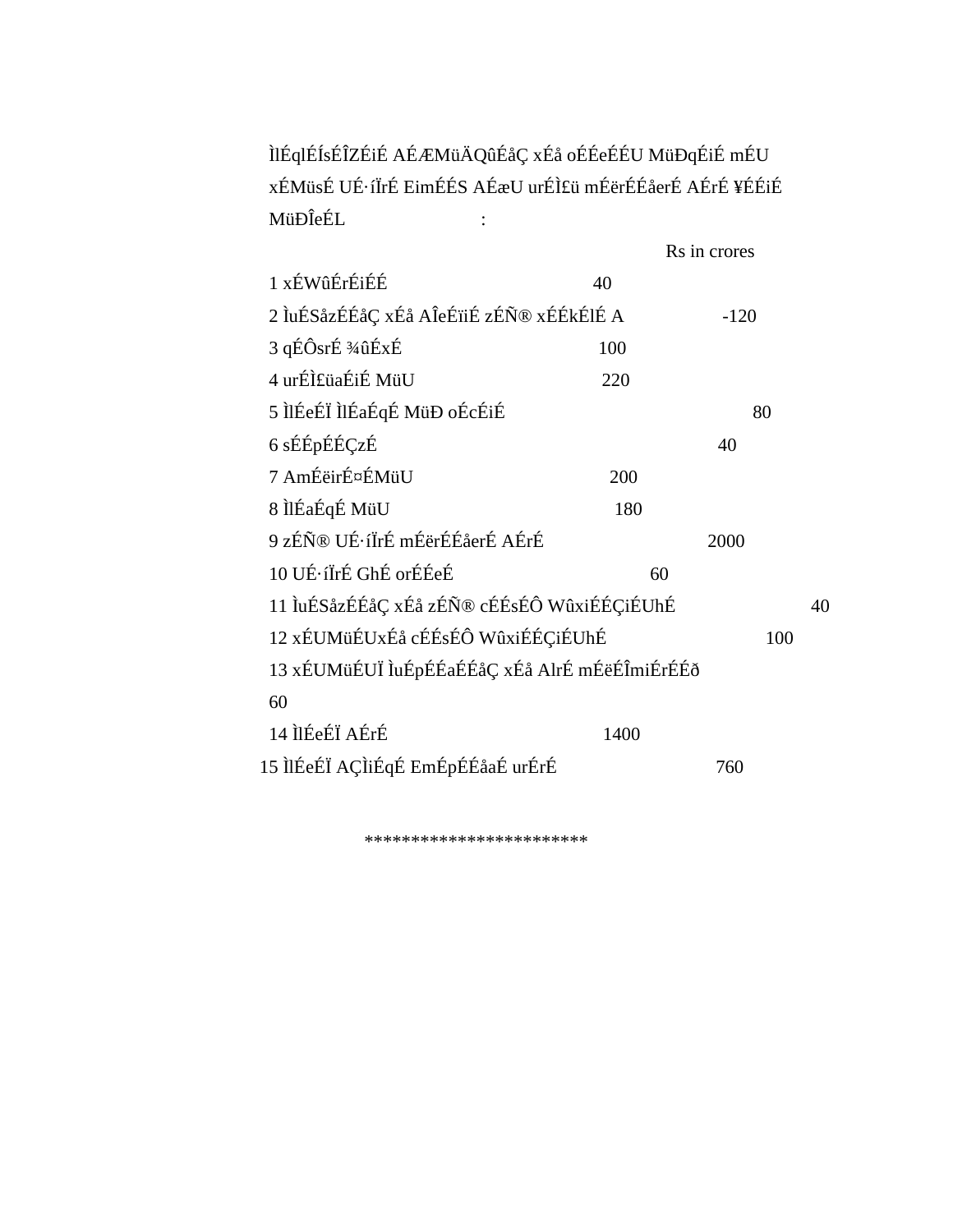ÌlÉqlÉÍsÉÎZÉiÉ AÉÆMüÄQûÉåÇ xÉå oÉÉeÉÉU MüÐqÉiÉ mÉU xÉMüsÉ UÉ·íÏrÉ EimÉÉS AÉæU urÉÌ£ü mÉërÉÉåerÉ AÉrÉ ¥ÉÉiÉ MüÐÎeÉL :

| | | |
|---|---|---|
| | | Rs in crores |
| 1 xÉWûÉrÉiÉÉ | 40 | |
| 2 ÌuÉSåzÉÉåÇ xÉå AÎeÉïiÉ zÉÑ® xÉÉkÉlÉ A | | -120 |
| 3 qÉÔsrÉ ¾ûÉxÉ | 100 | |
| 4 urÉÌ£üaÉiÉ MüU | 220 | |
| 5 ÌlÉeÉÏ ÌlÉaÉqÉ MüÐ oÉcÉiÉ | | 80 |
| 6 sÉÉpÉÉÇzÉ | | 40 |
| 7 AmÉëirÉ¤ÉMüU | 200 | |
| 8 ÌlÉaÉqÉ MüU | 180 | |
| 9 zÉÑ® UÉ·íÏrÉ mÉërÉÉåerÉ AÉrÉ | | 2000 |
| 10 UÉ·íÏrÉ GhÉ orÉÉeÉ | 60 | |
| 11 ÌuÉSåzÉÉåÇ xÉå zÉÑ® cÉÉsÉÔ WûxiÉÉÇiÉUhÉ | | 40 |
| 12 xÉUMüÉUxÉå cÉÉsÉÔ WûxiÉÉÇiÉUhÉ | | 100 |
| 13 xÉUMüÉUÏ ÌuÉpÉÉaÉÉåÇ xÉå AlrÉ mÉëÉÎmiÉrÉÉð | 60 | |
| 14 ÌlÉeÉÏ AÉrÉ | 1400 | |
| 15 ÌlÉeÉÏ AÇÌiÉqÉ EmÉpÉÉåaÉ urÉrÉ | | 760 |

**********************